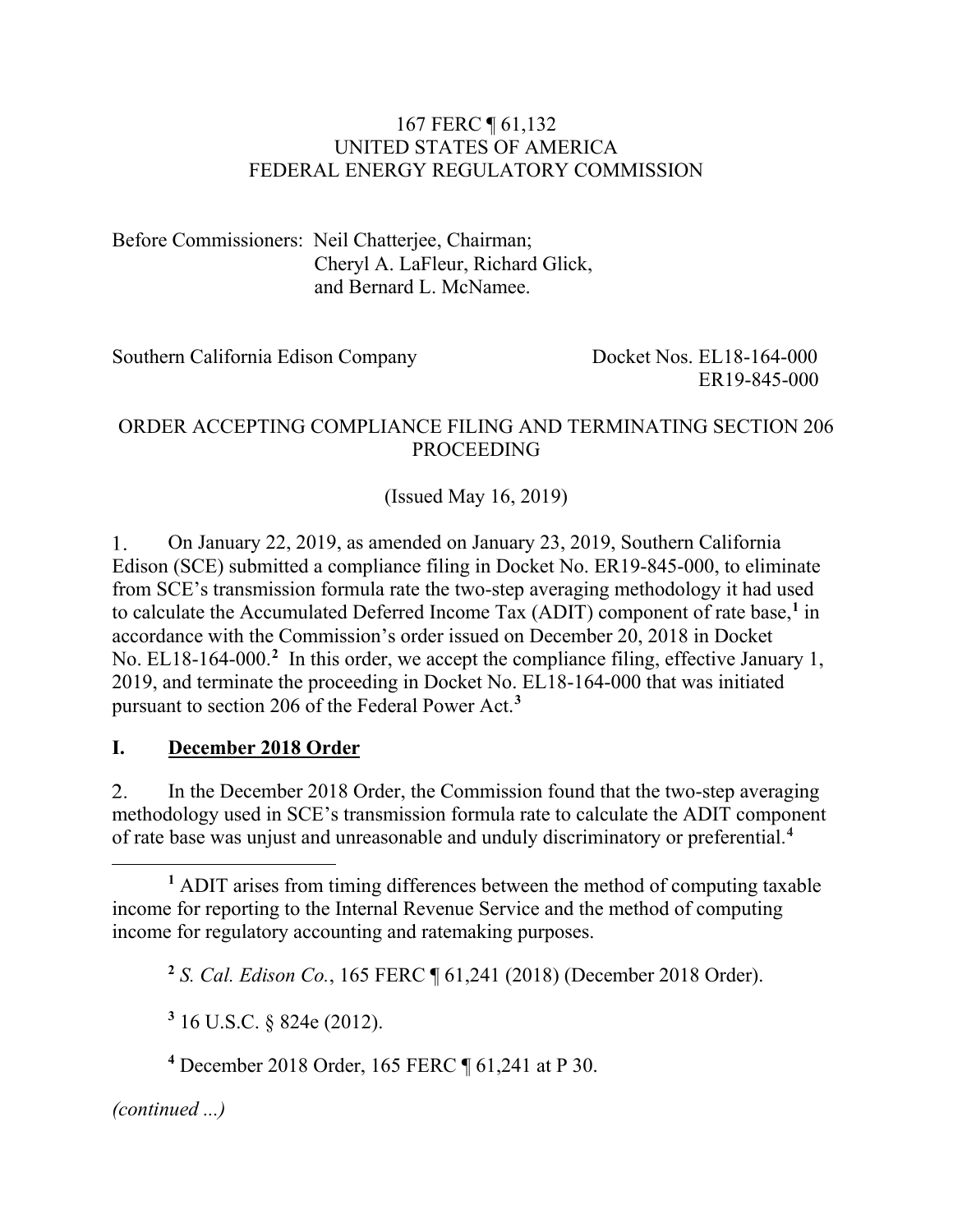167 FERC ¶ 61,132
UNITED STATES OF AMERICA
FEDERAL ENERGY REGULATORY COMMISSION

Before Commissioners: Neil Chatterjee, Chairman;
Cheryl A. LaFleur, Richard Glick,
and Bernard L. McNamee.

Southern California Edison Company — Docket Nos. EL18-164-000, ER19-845-000

ORDER ACCEPTING COMPLIANCE FILING AND TERMINATING SECTION 206 PROCEEDING

(Issued May 16, 2019)

1. On January 22, 2019, as amended on January 23, 2019, Southern California Edison (SCE) submitted a compliance filing in Docket No. ER19-845-000, to eliminate from SCE's transmission formula rate the two-step averaging methodology it had used to calculate the Accumulated Deferred Income Tax (ADIT) component of rate base,[1] in accordance with the Commission's order issued on December 20, 2018 in Docket No. EL18-164-000.[2] In this order, we accept the compliance filing, effective January 1, 2019, and terminate the proceeding in Docket No. EL18-164-000 that was initiated pursuant to section 206 of the Federal Power Act.[3]

## I. December 2018 Order

2. In the December 2018 Order, the Commission found that the two-step averaging methodology used in SCE's transmission formula rate to calculate the ADIT component of rate base was unjust and unreasonable and unduly discriminatory or preferential.[4]

[1] ADIT arises from timing differences between the method of computing taxable income for reporting to the Internal Revenue Service and the method of computing income for regulatory accounting and ratemaking purposes.

[2] *S. Cal. Edison Co.*, 165 FERC ¶ 61,241 (2018) (December 2018 Order).

[3] 16 U.S.C. § 824e (2012).

[4] December 2018 Order, 165 FERC ¶ 61,241 at P 30.

*(continued ...)*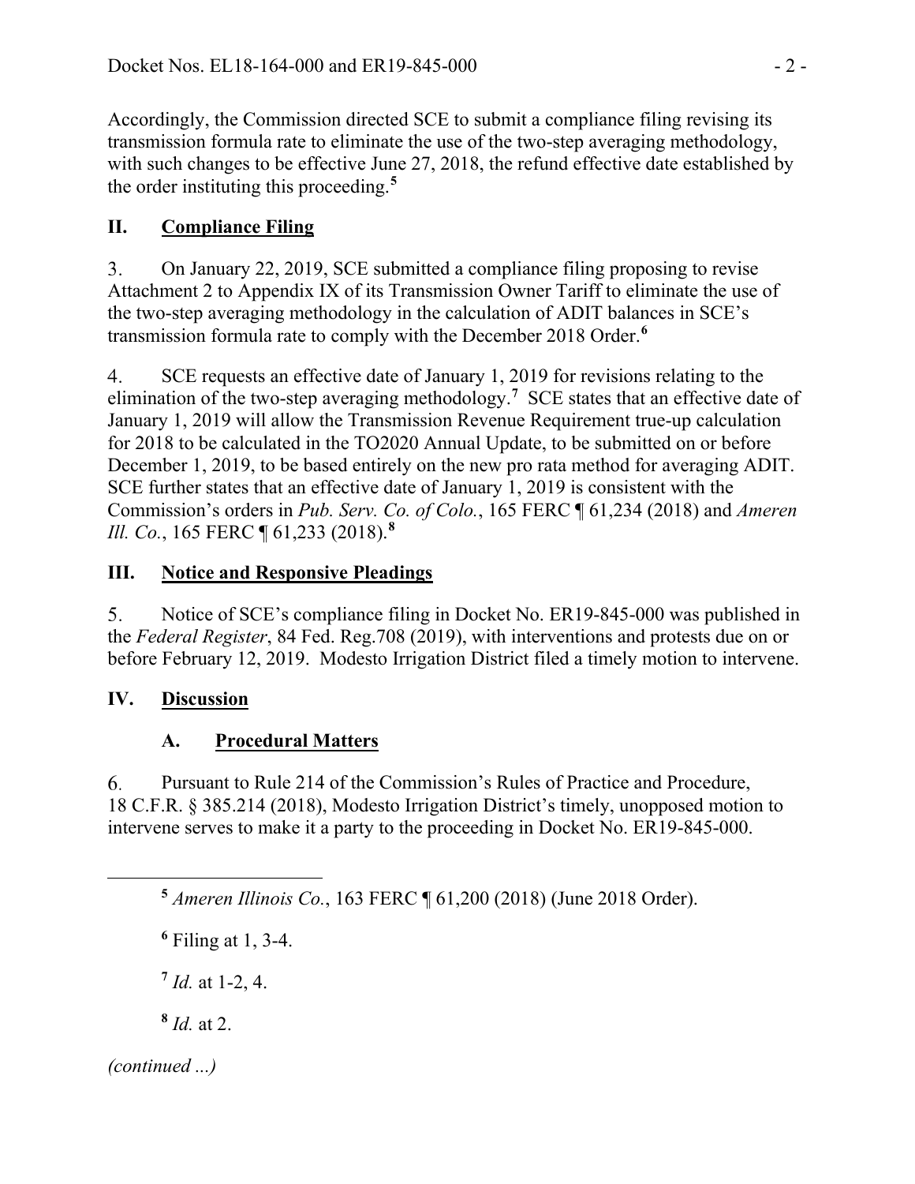Accordingly, the Commission directed SCE to submit a compliance filing revising its transmission formula rate to eliminate the use of the two-step averaging methodology, with such changes to be effective June 27, 2018, the refund effective date established by the order instituting this proceeding.[5]

## II. Compliance Filing

3. On January 22, 2019, SCE submitted a compliance filing proposing to revise Attachment 2 to Appendix IX of its Transmission Owner Tariff to eliminate the use of the two-step averaging methodology in the calculation of ADIT balances in SCE's transmission formula rate to comply with the December 2018 Order.[6]

4. SCE requests an effective date of January 1, 2019 for revisions relating to the elimination of the two-step averaging methodology.[7] SCE states that an effective date of January 1, 2019 will allow the Transmission Revenue Requirement true-up calculation for 2018 to be calculated in the TO2020 Annual Update, to be submitted on or before December 1, 2019, to be based entirely on the new pro rata method for averaging ADIT. SCE further states that an effective date of January 1, 2019 is consistent with the Commission's orders in *Pub. Serv. Co. of Colo.*, 165 FERC ¶ 61,234 (2018) and *Ameren Ill. Co.*, 165 FERC ¶ 61,233 (2018).[8]

## III. Notice and Responsive Pleadings

5. Notice of SCE's compliance filing in Docket No. ER19-845-000 was published in the *Federal Register*, 84 Fed. Reg.708 (2019), with interventions and protests due on or before February 12, 2019. Modesto Irrigation District filed a timely motion to intervene.

## IV. Discussion

### A. Procedural Matters

6. Pursuant to Rule 214 of the Commission's Rules of Practice and Procedure, 18 C.F.R. § 385.214 (2018), Modesto Irrigation District's timely, unopposed motion to intervene serves to make it a party to the proceeding in Docket No. ER19-845-000.

---

[5] *Ameren Illinois Co.*, 163 FERC ¶ 61,200 (2018) (June 2018 Order).

[6] Filing at 1, 3-4.

[7] *Id.* at 1-2, 4.

[8] *Id.* at 2.

*(continued ...)*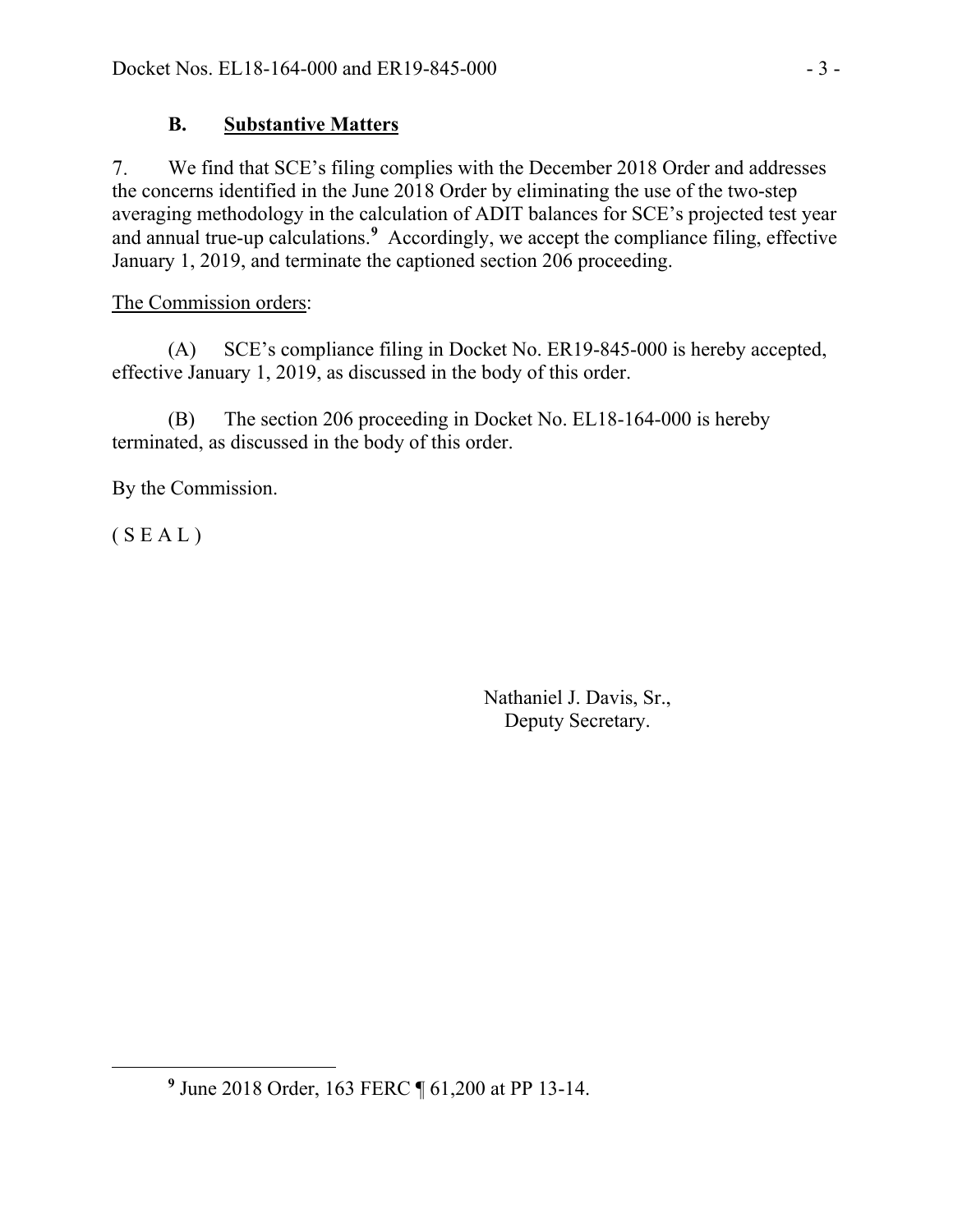### B. Substantive Matters

7. We find that SCE's filing complies with the December 2018 Order and addresses the concerns identified in the June 2018 Order by eliminating the use of the two-step averaging methodology in the calculation of ADIT balances for SCE's projected test year and annual true-up calculations.[9] Accordingly, we accept the compliance filing, effective January 1, 2019, and terminate the captioned section 206 proceeding.

The Commission orders:

(A) SCE's compliance filing in Docket No. ER19-845-000 is hereby accepted, effective January 1, 2019, as discussed in the body of this order.

(B) The section 206 proceeding in Docket No. EL18-164-000 is hereby terminated, as discussed in the body of this order.

By the Commission.

( S E A L )

Nathaniel J. Davis, Sr.,
Deputy Secretary.

---

[9] June 2018 Order, 163 FERC ¶ 61,200 at PP 13-14.